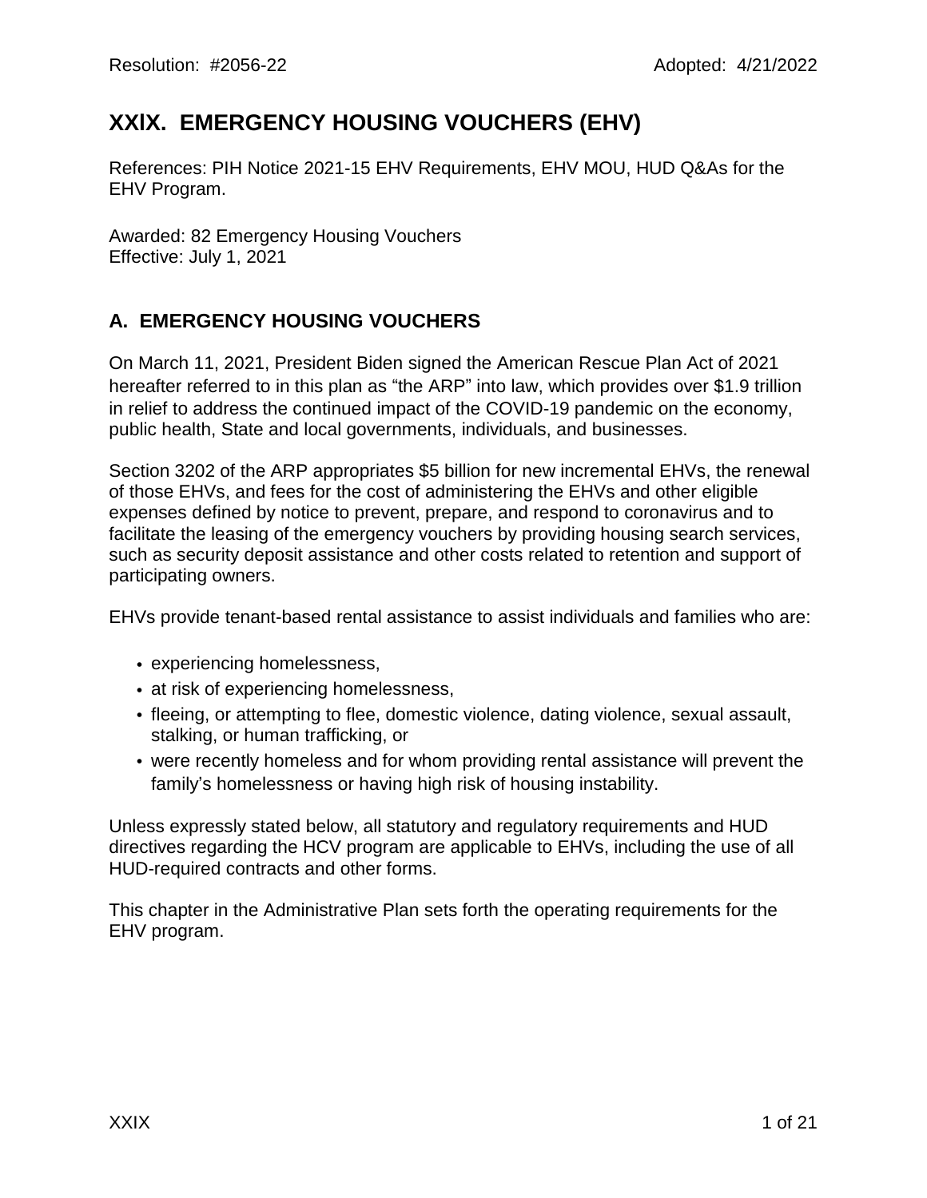Resolution: #2056-22 Adopted: 4/21/2022

# XXIX. EMERGENCY HOUSING VOUCHERS (EHV)

References: PIH Notice 2021-15 EHV Requirements, EHV MOU, HUD Q&As for the EHV Program.

Awarded: 82 Emergency Housing Vouchers
Effective: July 1, 2021

## A. EMERGENCY HOUSING VOUCHERS

On March 11, 2021, President Biden signed the American Rescue Plan Act of 2021 hereafter referred to in this plan as "the ARP" into law, which provides over $1.9 trillion in relief to address the continued impact of the COVID-19 pandemic on the economy, public health, State and local governments, individuals, and businesses.

Section 3202 of the ARP appropriates $5 billion for new incremental EHVs, the renewal of those EHVs, and fees for the cost of administering the EHVs and other eligible expenses defined by notice to prevent, prepare, and respond to coronavirus and to facilitate the leasing of the emergency vouchers by providing housing search services, such as security deposit assistance and other costs related to retention and support of participating owners.

EHVs provide tenant-based rental assistance to assist individuals and families who are:

- experiencing homelessness,
- at risk of experiencing homelessness,
- fleeing, or attempting to flee, domestic violence, dating violence, sexual assault, stalking, or human trafficking, or
- were recently homeless and for whom providing rental assistance will prevent the family's homelessness or having high risk of housing instability.

Unless expressly stated below, all statutory and regulatory requirements and HUD directives regarding the HCV program are applicable to EHVs, including the use of all HUD-required contracts and other forms.

This chapter in the Administrative Plan sets forth the operating requirements for the EHV program.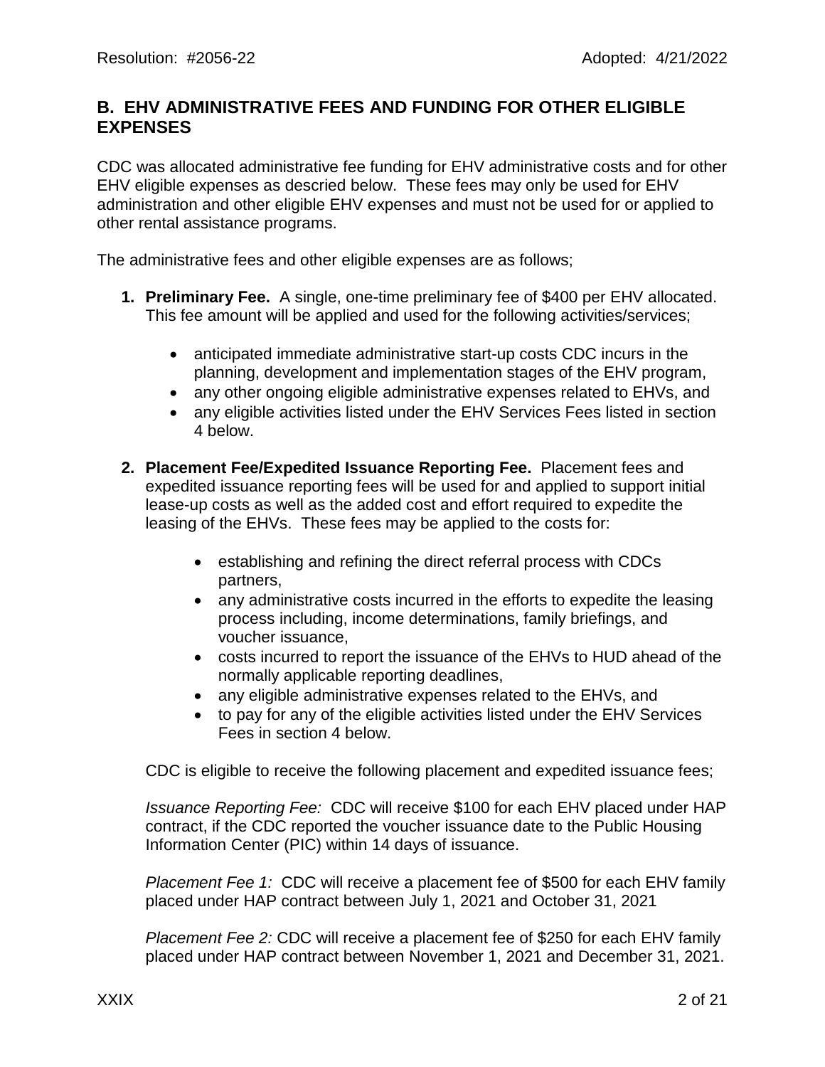## B. EHV ADMINISTRATIVE FEES AND FUNDING FOR OTHER ELIGIBLE EXPENSES

CDC was allocated administrative fee funding for EHV administrative costs and for other EHV eligible expenses as descried below. These fees may only be used for EHV administration and other eligible EHV expenses and must not be used for or applied to other rental assistance programs.

The administrative fees and other eligible expenses are as follows;

1. **Preliminary Fee.** A single, one-time preliminary fee of $400 per EHV allocated. This fee amount will be applied and used for the following activities/services;

   - anticipated immediate administrative start-up costs CDC incurs in the planning, development and implementation stages of the EHV program,
   - any other ongoing eligible administrative expenses related to EHVs, and
   - any eligible activities listed under the EHV Services Fees listed in section 4 below.

2. **Placement Fee/Expedited Issuance Reporting Fee.** Placement fees and expedited issuance reporting fees will be used for and applied to support initial lease-up costs as well as the added cost and effort required to expedite the leasing of the EHVs. These fees may be applied to the costs for:

   - establishing and refining the direct referral process with CDCs partners,
   - any administrative costs incurred in the efforts to expedite the leasing process including, income determinations, family briefings, and voucher issuance,
   - costs incurred to report the issuance of the EHVs to HUD ahead of the normally applicable reporting deadlines,
   - any eligible administrative expenses related to the EHVs, and
   - to pay for any of the eligible activities listed under the EHV Services Fees in section 4 below.

   CDC is eligible to receive the following placement and expedited issuance fees;

   *Issuance Reporting Fee:* CDC will receive $100 for each EHV placed under HAP contract, if the CDC reported the voucher issuance date to the Public Housing Information Center (PIC) within 14 days of issuance.

   *Placement Fee 1:* CDC will receive a placement fee of $500 for each EHV family placed under HAP contract between July 1, 2021 and October 31, 2021

   *Placement Fee 2:* CDC will receive a placement fee of $250 for each EHV family placed under HAP contract between November 1, 2021 and December 31, 2021.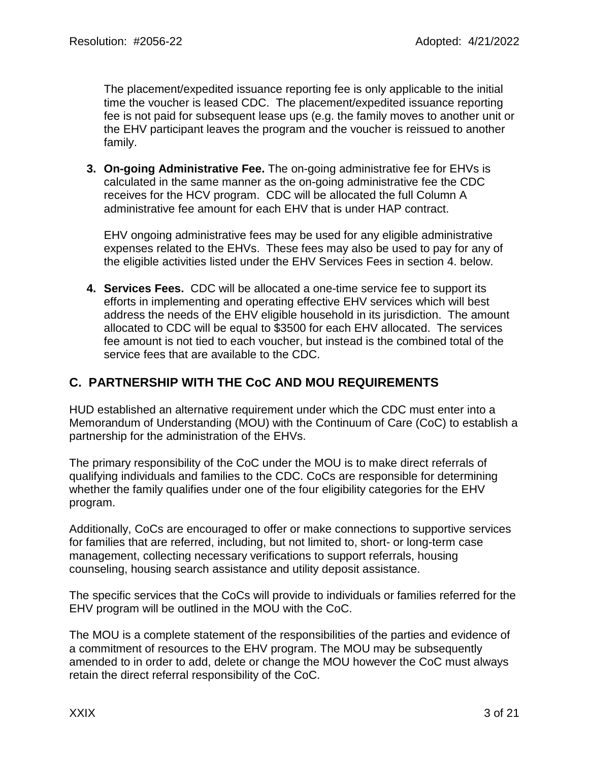The placement/expedited issuance reporting fee is only applicable to the initial time the voucher is leased CDC. The placement/expedited issuance reporting fee is not paid for subsequent lease ups (e.g. the family moves to another unit or the EHV participant leaves the program and the voucher is reissued to another family.

3. **On-going Administrative Fee.** The on-going administrative fee for EHVs is calculated in the same manner as the on-going administrative fee the CDC receives for the HCV program. CDC will be allocated the full Column A administrative fee amount for each EHV that is under HAP contract.

   EHV ongoing administrative fees may be used for any eligible administrative expenses related to the EHVs. These fees may also be used to pay for any of the eligible activities listed under the EHV Services Fees in section 4. below.

4. **Services Fees.** CDC will be allocated a one-time service fee to support its efforts in implementing and operating effective EHV services which will best address the needs of the EHV eligible household in its jurisdiction. The amount allocated to CDC will be equal to $3500 for each EHV allocated. The services fee amount is not tied to each voucher, but instead is the combined total of the service fees that are available to the CDC.

## C. PARTNERSHIP WITH THE CoC AND MOU REQUIREMENTS

HUD established an alternative requirement under which the CDC must enter into a Memorandum of Understanding (MOU) with the Continuum of Care (CoC) to establish a partnership for the administration of the EHVs.

The primary responsibility of the CoC under the MOU is to make direct referrals of qualifying individuals and families to the CDC. CoCs are responsible for determining whether the family qualifies under one of the four eligibility categories for the EHV program.

Additionally, CoCs are encouraged to offer or make connections to supportive services for families that are referred, including, but not limited to, short- or long-term case management, collecting necessary verifications to support referrals, housing counseling, housing search assistance and utility deposit assistance.

The specific services that the CoCs will provide to individuals or families referred for the EHV program will be outlined in the MOU with the CoC.

The MOU is a complete statement of the responsibilities of the parties and evidence of a commitment of resources to the EHV program. The MOU may be subsequently amended to in order to add, delete or change the MOU however the CoC must always retain the direct referral responsibility of the CoC.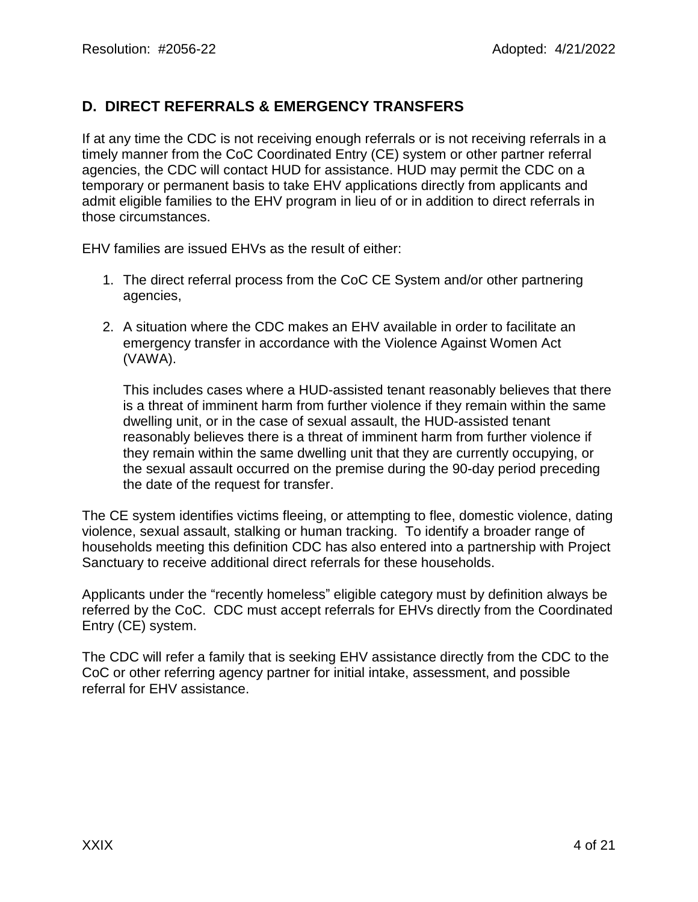## D. DIRECT REFERRALS & EMERGENCY TRANSFERS

If at any time the CDC is not receiving enough referrals or is not receiving referrals in a timely manner from the CoC Coordinated Entry (CE) system or other partner referral agencies, the CDC will contact HUD for assistance. HUD may permit the CDC on a temporary or permanent basis to take EHV applications directly from applicants and admit eligible families to the EHV program in lieu of or in addition to direct referrals in those circumstances.

EHV families are issued EHVs as the result of either:

1. The direct referral process from the CoC CE System and/or other partnering agencies,

2. A situation where the CDC makes an EHV available in order to facilitate an emergency transfer in accordance with the Violence Against Women Act (VAWA).

   This includes cases where a HUD-assisted tenant reasonably believes that there is a threat of imminent harm from further violence if they remain within the same dwelling unit, or in the case of sexual assault, the HUD-assisted tenant reasonably believes there is a threat of imminent harm from further violence if they remain within the same dwelling unit that they are currently occupying, or the sexual assault occurred on the premise during the 90-day period preceding the date of the request for transfer.

The CE system identifies victims fleeing, or attempting to flee, domestic violence, dating violence, sexual assault, stalking or human tracking. To identify a broader range of households meeting this definition CDC has also entered into a partnership with Project Sanctuary to receive additional direct referrals for these households.

Applicants under the "recently homeless" eligible category must by definition always be referred by the CoC. CDC must accept referrals for EHVs directly from the Coordinated Entry (CE) system.

The CDC will refer a family that is seeking EHV assistance directly from the CDC to the CoC or other referring agency partner for initial intake, assessment, and possible referral for EHV assistance.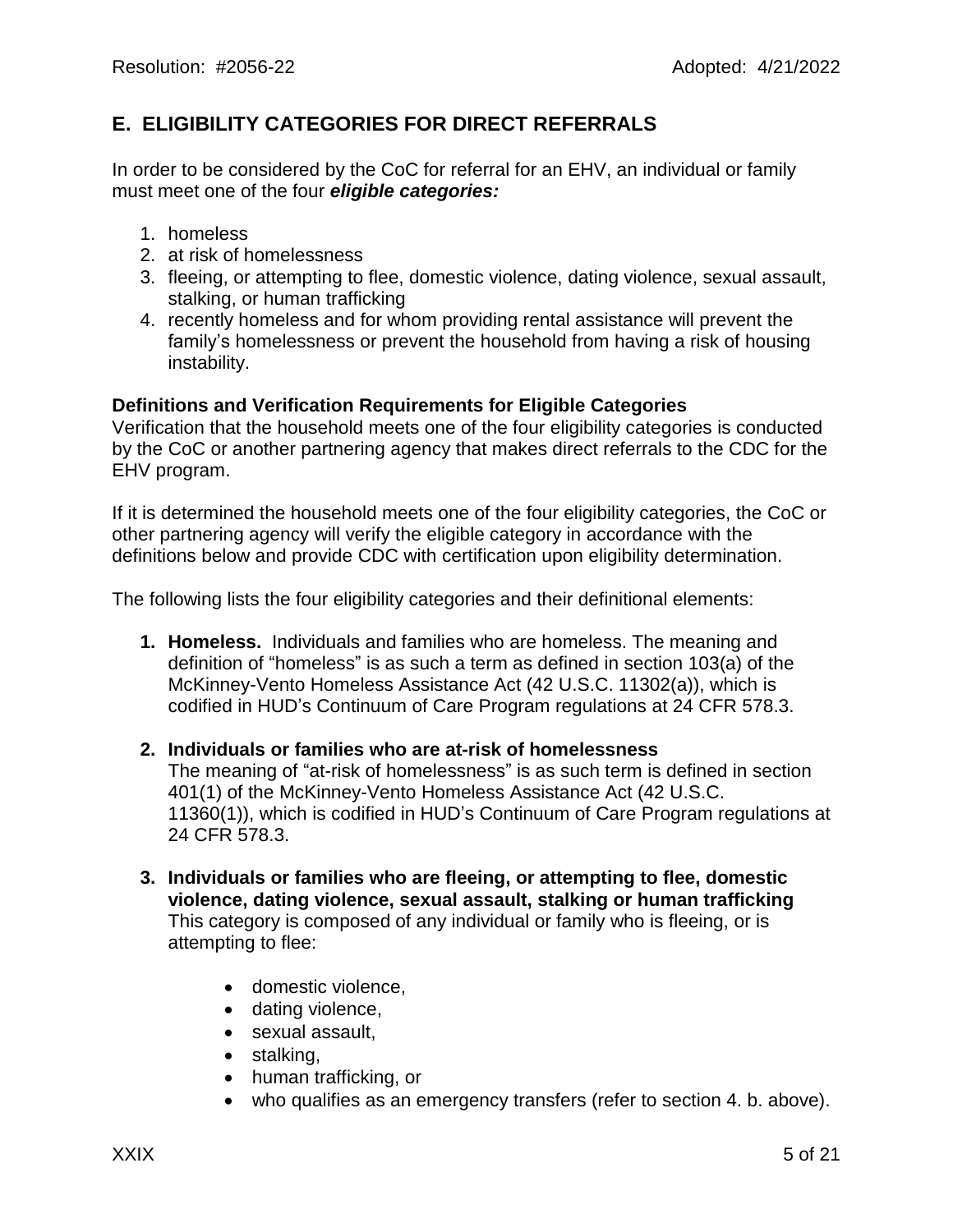## E. ELIGIBILITY CATEGORIES FOR DIRECT REFERRALS

In order to be considered by the CoC for referral for an EHV, an individual or family must meet one of the four ***eligible categories:***

1. homeless
2. at risk of homelessness
3. fleeing, or attempting to flee, domestic violence, dating violence, sexual assault, stalking, or human trafficking
4. recently homeless and for whom providing rental assistance will prevent the family's homelessness or prevent the household from having a risk of housing instability.

**Definitions and Verification Requirements for Eligible Categories**

Verification that the household meets one of the four eligibility categories is conducted by the CoC or another partnering agency that makes direct referrals to the CDC for the EHV program.

If it is determined the household meets one of the four eligibility categories, the CoC or other partnering agency will verify the eligible category in accordance with the definitions below and provide CDC with certification upon eligibility determination.

The following lists the four eligibility categories and their definitional elements:

1. **Homeless.** Individuals and families who are homeless. The meaning and definition of "homeless" is as such a term as defined in section 103(a) of the McKinney-Vento Homeless Assistance Act (42 U.S.C. 11302(a)), which is codified in HUD's Continuum of Care Program regulations at 24 CFR 578.3.

2. **Individuals or families who are at-risk of homelessness**
   The meaning of "at-risk of homelessness" is as such term is defined in section 401(1) of the McKinney-Vento Homeless Assistance Act (42 U.S.C. 11360(1)), which is codified in HUD's Continuum of Care Program regulations at 24 CFR 578.3.

3. **Individuals or families who are fleeing, or attempting to flee, domestic violence, dating violence, sexual assault, stalking or human trafficking**
   This category is composed of any individual or family who is fleeing, or is attempting to flee:

   - domestic violence,
   - dating violence,
   - sexual assault,
   - stalking,
   - human trafficking, or
   - who qualifies as an emergency transfers (refer to section 4. b. above).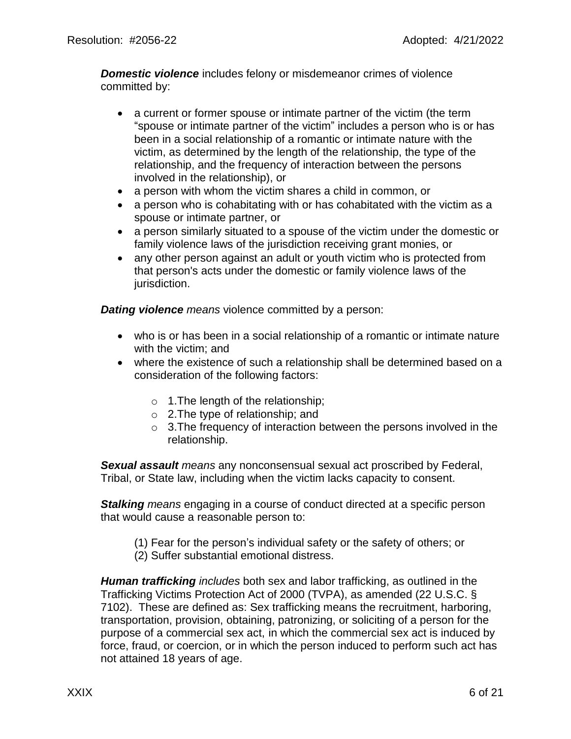***Domestic violence*** includes felony or misdemeanor crimes of violence committed by:

- a current or former spouse or intimate partner of the victim (the term "spouse or intimate partner of the victim" includes a person who is or has been in a social relationship of a romantic or intimate nature with the victim, as determined by the length of the relationship, the type of the relationship, and the frequency of interaction between the persons involved in the relationship), or
- a person with whom the victim shares a child in common, or
- a person who is cohabitating with or has cohabitated with the victim as a spouse or intimate partner, or
- a person similarly situated to a spouse of the victim under the domestic or family violence laws of the jurisdiction receiving grant monies, or
- any other person against an adult or youth victim who is protected from that person's acts under the domestic or family violence laws of the jurisdiction.

***Dating violence*** *means* violence committed by a person:

- who is or has been in a social relationship of a romantic or intimate nature with the victim; and
- where the existence of such a relationship shall be determined based on a consideration of the following factors:
  - 1.The length of the relationship;
  - 2.The type of relationship; and
  - 3.The frequency of interaction between the persons involved in the relationship.

***Sexual assault*** *means* any nonconsensual sexual act proscribed by Federal, Tribal, or State law, including when the victim lacks capacity to consent.

***Stalking*** *means* engaging in a course of conduct directed at a specific person that would cause a reasonable person to:

(1) Fear for the person's individual safety or the safety of others; or
(2) Suffer substantial emotional distress.

***Human trafficking*** *includes* both sex and labor trafficking, as outlined in the Trafficking Victims Protection Act of 2000 (TVPA), as amended (22 U.S.C. § 7102). These are defined as: Sex trafficking means the recruitment, harboring, transportation, provision, obtaining, patronizing, or soliciting of a person for the purpose of a commercial sex act, in which the commercial sex act is induced by force, fraud, or coercion, or in which the person induced to perform such act has not attained 18 years of age.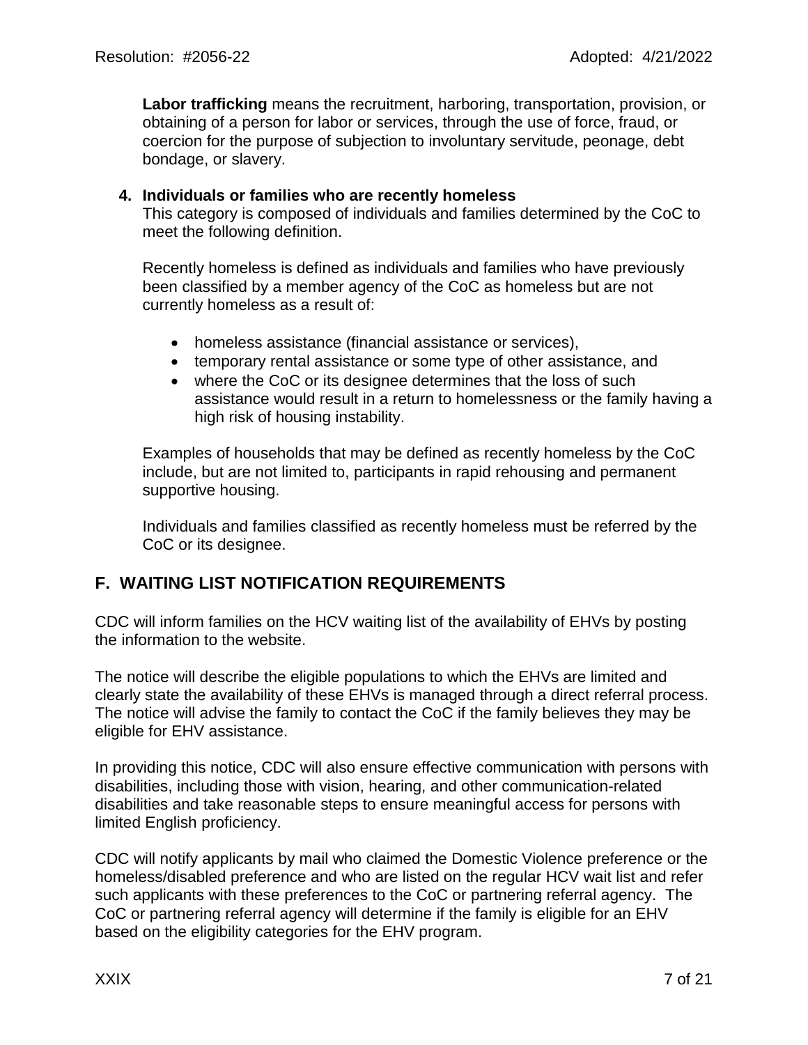**Labor trafficking** means the recruitment, harboring, transportation, provision, or obtaining of a person for labor or services, through the use of force, fraud, or coercion for the purpose of subjection to involuntary servitude, peonage, debt bondage, or slavery.

**4. Individuals or families who are recently homeless**

This category is composed of individuals and families determined by the CoC to meet the following definition.

Recently homeless is defined as individuals and families who have previously been classified by a member agency of the CoC as homeless but are not currently homeless as a result of:

- homeless assistance (financial assistance or services),
- temporary rental assistance or some type of other assistance, and
- where the CoC or its designee determines that the loss of such assistance would result in a return to homelessness or the family having a high risk of housing instability.

Examples of households that may be defined as recently homeless by the CoC include, but are not limited to, participants in rapid rehousing and permanent supportive housing.

Individuals and families classified as recently homeless must be referred by the CoC or its designee.

## F. WAITING LIST NOTIFICATION REQUIREMENTS

CDC will inform families on the HCV waiting list of the availability of EHVs by posting the information to the website.

The notice will describe the eligible populations to which the EHVs are limited and clearly state the availability of these EHVs is managed through a direct referral process. The notice will advise the family to contact the CoC if the family believes they may be eligible for EHV assistance.

In providing this notice, CDC will also ensure effective communication with persons with disabilities, including those with vision, hearing, and other communication-related disabilities and take reasonable steps to ensure meaningful access for persons with limited English proficiency.

CDC will notify applicants by mail who claimed the Domestic Violence preference or the homeless/disabled preference and who are listed on the regular HCV wait list and refer such applicants with these preferences to the CoC or partnering referral agency. The CoC or partnering referral agency will determine if the family is eligible for an EHV based on the eligibility categories for the EHV program.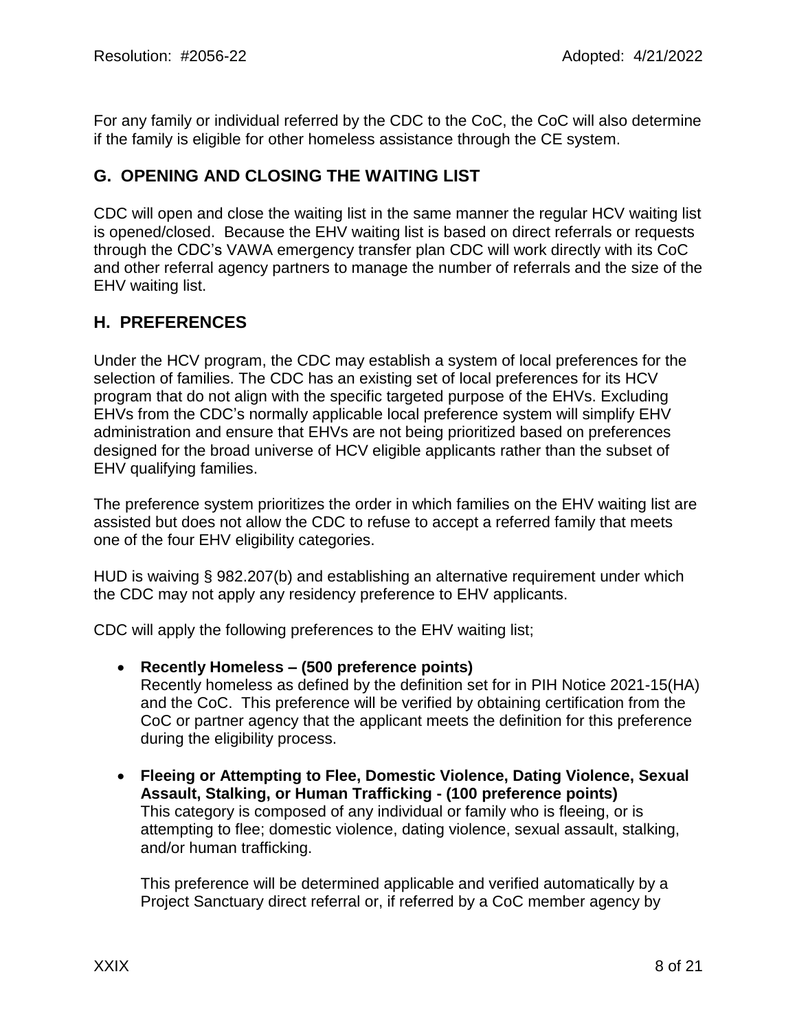For any family or individual referred by the CDC to the CoC, the CoC will also determine if the family is eligible for other homeless assistance through the CE system.

## G. OPENING AND CLOSING THE WAITING LIST

CDC will open and close the waiting list in the same manner the regular HCV waiting list is opened/closed. Because the EHV waiting list is based on direct referrals or requests through the CDC's VAWA emergency transfer plan CDC will work directly with its CoC and other referral agency partners to manage the number of referrals and the size of the EHV waiting list.

## H. PREFERENCES

Under the HCV program, the CDC may establish a system of local preferences for the selection of families. The CDC has an existing set of local preferences for its HCV program that do not align with the specific targeted purpose of the EHVs. Excluding EHVs from the CDC's normally applicable local preference system will simplify EHV administration and ensure that EHVs are not being prioritized based on preferences designed for the broad universe of HCV eligible applicants rather than the subset of EHV qualifying families.

The preference system prioritizes the order in which families on the EHV waiting list are assisted but does not allow the CDC to refuse to accept a referred family that meets one of the four EHV eligibility categories.

HUD is waiving § 982.207(b) and establishing an alternative requirement under which the CDC may not apply any residency preference to EHV applicants.

CDC will apply the following preferences to the EHV waiting list;

- **Recently Homeless – (500 preference points)**
  Recently homeless as defined by the definition set for in PIH Notice 2021-15(HA) and the CoC. This preference will be verified by obtaining certification from the CoC or partner agency that the applicant meets the definition for this preference during the eligibility process.

- **Fleeing or Attempting to Flee, Domestic Violence, Dating Violence, Sexual Assault, Stalking, or Human Trafficking - (100 preference points)**
  This category is composed of any individual or family who is fleeing, or is attempting to flee; domestic violence, dating violence, sexual assault, stalking, and/or human trafficking.

  This preference will be determined applicable and verified automatically by a Project Sanctuary direct referral or, if referred by a CoC member agency by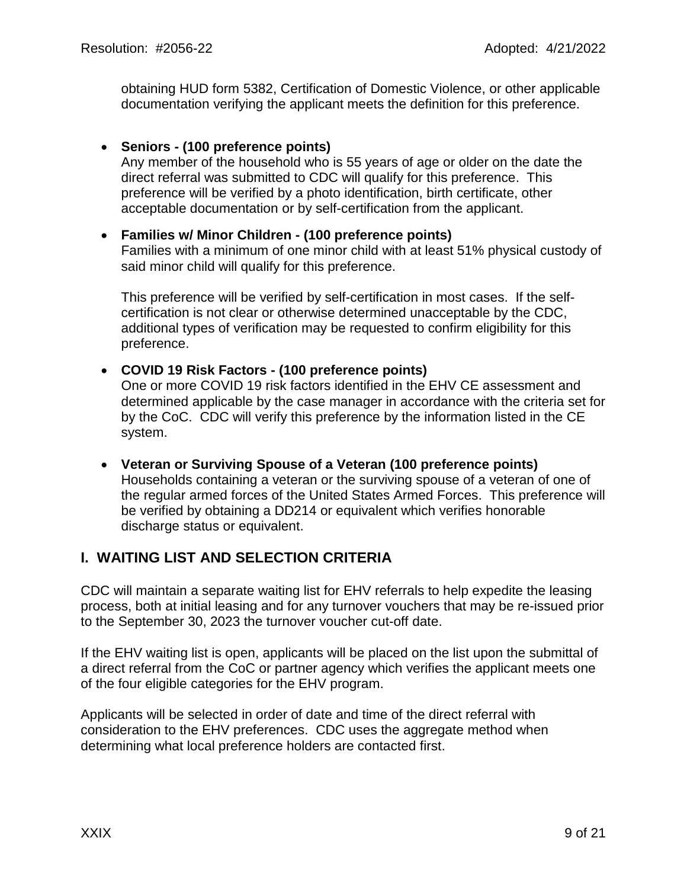obtaining HUD form 5382, Certification of Domestic Violence, or other applicable documentation verifying the applicant meets the definition for this preference.

- **Seniors - (100 preference points)**
  Any member of the household who is 55 years of age or older on the date the direct referral was submitted to CDC will qualify for this preference. This preference will be verified by a photo identification, birth certificate, other acceptable documentation or by self-certification from the applicant.

- **Families w/ Minor Children - (100 preference points)**
  Families with a minimum of one minor child with at least 51% physical custody of said minor child will qualify for this preference.

  This preference will be verified by self-certification in most cases. If the self-certification is not clear or otherwise determined unacceptable by the CDC, additional types of verification may be requested to confirm eligibility for this preference.

- **COVID 19 Risk Factors - (100 preference points)**
  One or more COVID 19 risk factors identified in the EHV CE assessment and determined applicable by the case manager in accordance with the criteria set for by the CoC. CDC will verify this preference by the information listed in the CE system.

- **Veteran or Surviving Spouse of a Veteran (100 preference points)**
  Households containing a veteran or the surviving spouse of a veteran of one of the regular armed forces of the United States Armed Forces. This preference will be verified by obtaining a DD214 or equivalent which verifies honorable discharge status or equivalent.

## I. WAITING LIST AND SELECTION CRITERIA

CDC will maintain a separate waiting list for EHV referrals to help expedite the leasing process, both at initial leasing and for any turnover vouchers that may be re-issued prior to the September 30, 2023 the turnover voucher cut-off date.

If the EHV waiting list is open, applicants will be placed on the list upon the submittal of a direct referral from the CoC or partner agency which verifies the applicant meets one of the four eligible categories for the EHV program.

Applicants will be selected in order of date and time of the direct referral with consideration to the EHV preferences. CDC uses the aggregate method when determining what local preference holders are contacted first.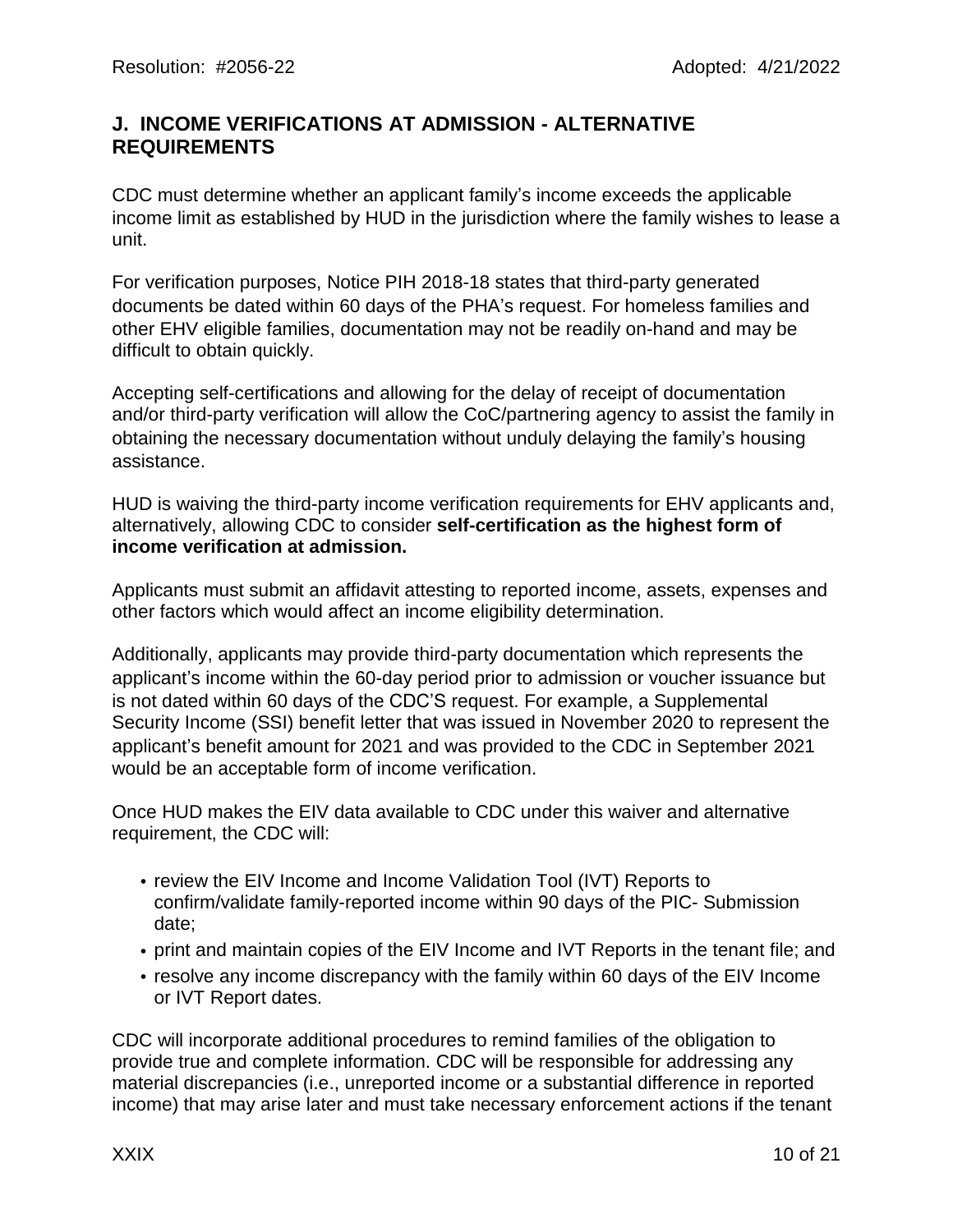## J. INCOME VERIFICATIONS AT ADMISSION - ALTERNATIVE REQUIREMENTS

CDC must determine whether an applicant family's income exceeds the applicable income limit as established by HUD in the jurisdiction where the family wishes to lease a unit.

For verification purposes, Notice PIH 2018-18 states that third-party generated documents be dated within 60 days of the PHA's request. For homeless families and other EHV eligible families, documentation may not be readily on-hand and may be difficult to obtain quickly.

Accepting self-certifications and allowing for the delay of receipt of documentation and/or third-party verification will allow the CoC/partnering agency to assist the family in obtaining the necessary documentation without unduly delaying the family's housing assistance.

HUD is waiving the third-party income verification requirements for EHV applicants and, alternatively, allowing CDC to consider **self-certification as the highest form of income verification at admission.**

Applicants must submit an affidavit attesting to reported income, assets, expenses and other factors which would affect an income eligibility determination.

Additionally, applicants may provide third-party documentation which represents the applicant's income within the 60-day period prior to admission or voucher issuance but is not dated within 60 days of the CDC'S request. For example, a Supplemental Security Income (SSI) benefit letter that was issued in November 2020 to represent the applicant's benefit amount for 2021 and was provided to the CDC in September 2021 would be an acceptable form of income verification.

Once HUD makes the EIV data available to CDC under this waiver and alternative requirement, the CDC will:

- review the EIV Income and Income Validation Tool (IVT) Reports to confirm/validate family-reported income within 90 days of the PIC- Submission date;
- print and maintain copies of the EIV Income and IVT Reports in the tenant file; and
- resolve any income discrepancy with the family within 60 days of the EIV Income or IVT Report dates.

CDC will incorporate additional procedures to remind families of the obligation to provide true and complete information. CDC will be responsible for addressing any material discrepancies (i.e., unreported income or a substantial difference in reported income) that may arise later and must take necessary enforcement actions if the tenant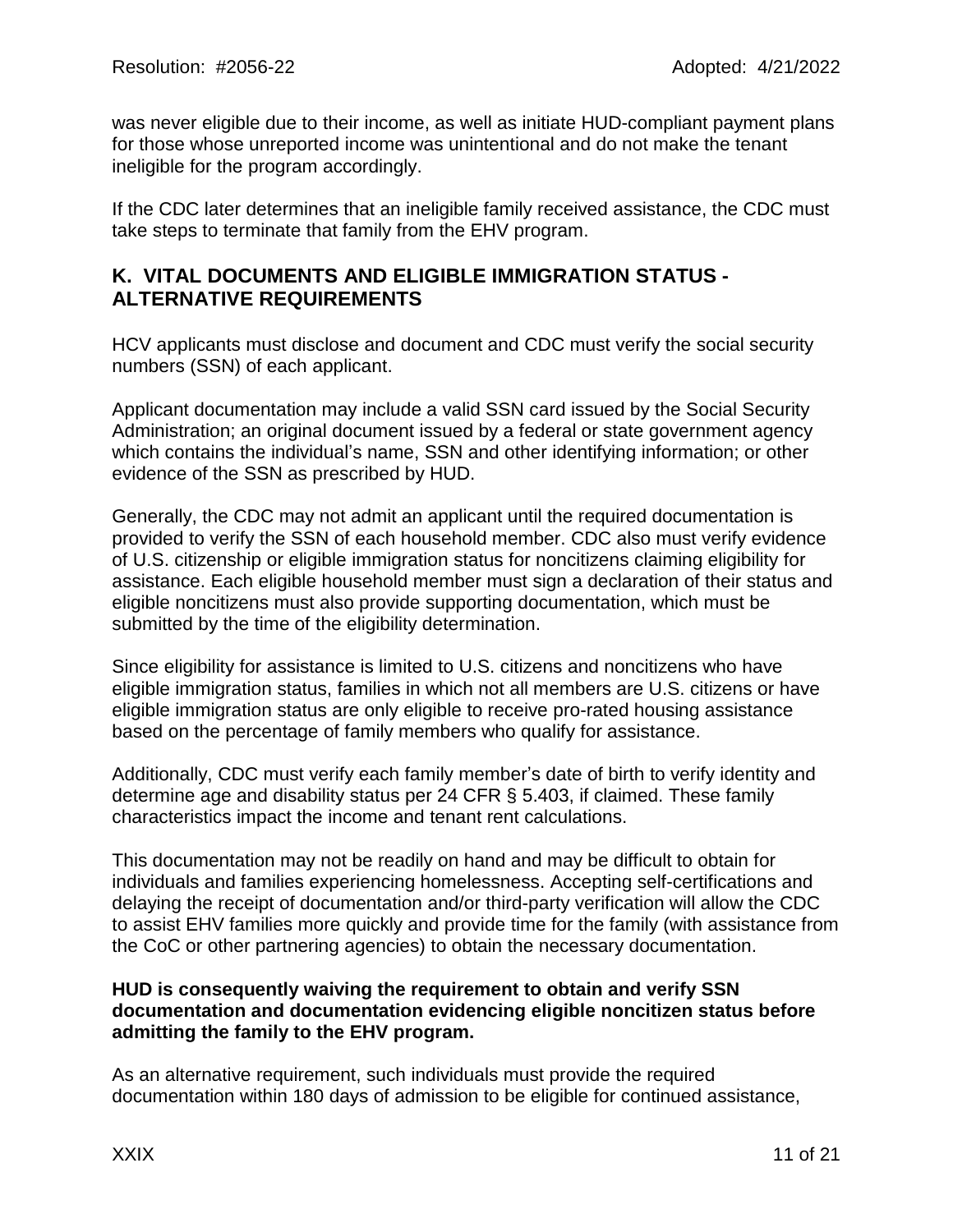was never eligible due to their income, as well as initiate HUD-compliant payment plans for those whose unreported income was unintentional and do not make the tenant ineligible for the program accordingly.

If the CDC later determines that an ineligible family received assistance, the CDC must take steps to terminate that family from the EHV program.

## K. VITAL DOCUMENTS AND ELIGIBLE IMMIGRATION STATUS - ALTERNATIVE REQUIREMENTS

HCV applicants must disclose and document and CDC must verify the social security numbers (SSN) of each applicant.

Applicant documentation may include a valid SSN card issued by the Social Security Administration; an original document issued by a federal or state government agency which contains the individual's name, SSN and other identifying information; or other evidence of the SSN as prescribed by HUD.

Generally, the CDC may not admit an applicant until the required documentation is provided to verify the SSN of each household member. CDC also must verify evidence of U.S. citizenship or eligible immigration status for noncitizens claiming eligibility for assistance. Each eligible household member must sign a declaration of their status and eligible noncitizens must also provide supporting documentation, which must be submitted by the time of the eligibility determination.

Since eligibility for assistance is limited to U.S. citizens and noncitizens who have eligible immigration status, families in which not all members are U.S. citizens or have eligible immigration status are only eligible to receive pro-rated housing assistance based on the percentage of family members who qualify for assistance.

Additionally, CDC must verify each family member's date of birth to verify identity and determine age and disability status per 24 CFR § 5.403, if claimed. These family characteristics impact the income and tenant rent calculations.

This documentation may not be readily on hand and may be difficult to obtain for individuals and families experiencing homelessness. Accepting self-certifications and delaying the receipt of documentation and/or third-party verification will allow the CDC to assist EHV families more quickly and provide time for the family (with assistance from the CoC or other partnering agencies) to obtain the necessary documentation.

**HUD is consequently waiving the requirement to obtain and verify SSN documentation and documentation evidencing eligible noncitizen status before admitting the family to the EHV program.**

As an alternative requirement, such individuals must provide the required documentation within 180 days of admission to be eligible for continued assistance,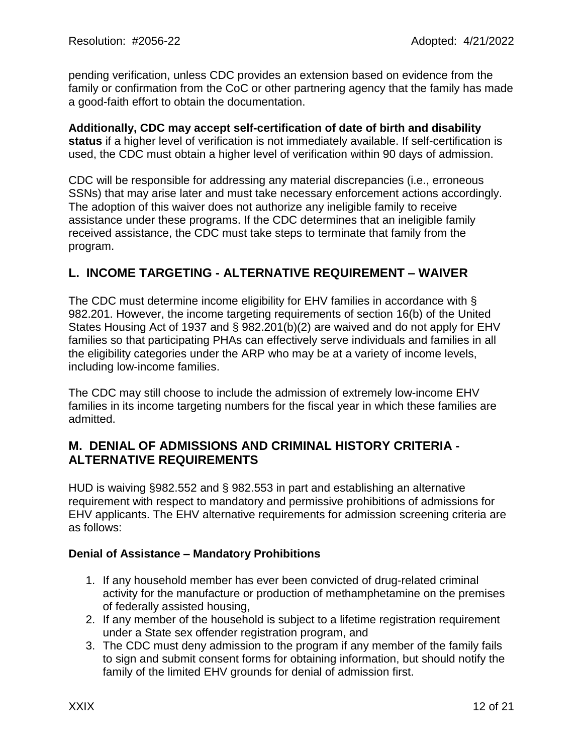pending verification, unless CDC provides an extension based on evidence from the family or confirmation from the CoC or other partnering agency that the family has made a good-faith effort to obtain the documentation.

**Additionally, CDC may accept self-certification of date of birth and disability status** if a higher level of verification is not immediately available. If self-certification is used, the CDC must obtain a higher level of verification within 90 days of admission.

CDC will be responsible for addressing any material discrepancies (i.e., erroneous SSNs) that may arise later and must take necessary enforcement actions accordingly. The adoption of this waiver does not authorize any ineligible family to receive assistance under these programs. If the CDC determines that an ineligible family received assistance, the CDC must take steps to terminate that family from the program.

## L. INCOME TARGETING - ALTERNATIVE REQUIREMENT – WAIVER

The CDC must determine income eligibility for EHV families in accordance with § 982.201. However, the income targeting requirements of section 16(b) of the United States Housing Act of 1937 and § 982.201(b)(2) are waived and do not apply for EHV families so that participating PHAs can effectively serve individuals and families in all the eligibility categories under the ARP who may be at a variety of income levels, including low-income families.

The CDC may still choose to include the admission of extremely low-income EHV families in its income targeting numbers for the fiscal year in which these families are admitted.

## M. DENIAL OF ADMISSIONS AND CRIMINAL HISTORY CRITERIA - ALTERNATIVE REQUIREMENTS

HUD is waiving §982.552 and § 982.553 in part and establishing an alternative requirement with respect to mandatory and permissive prohibitions of admissions for EHV applicants. The EHV alternative requirements for admission screening criteria are as follows:

**Denial of Assistance – Mandatory Prohibitions**

1. If any household member has ever been convicted of drug-related criminal activity for the manufacture or production of methamphetamine on the premises of federally assisted housing,
2. If any member of the household is subject to a lifetime registration requirement under a State sex offender registration program, and
3. The CDC must deny admission to the program if any member of the family fails to sign and submit consent forms for obtaining information, but should notify the family of the limited EHV grounds for denial of admission first.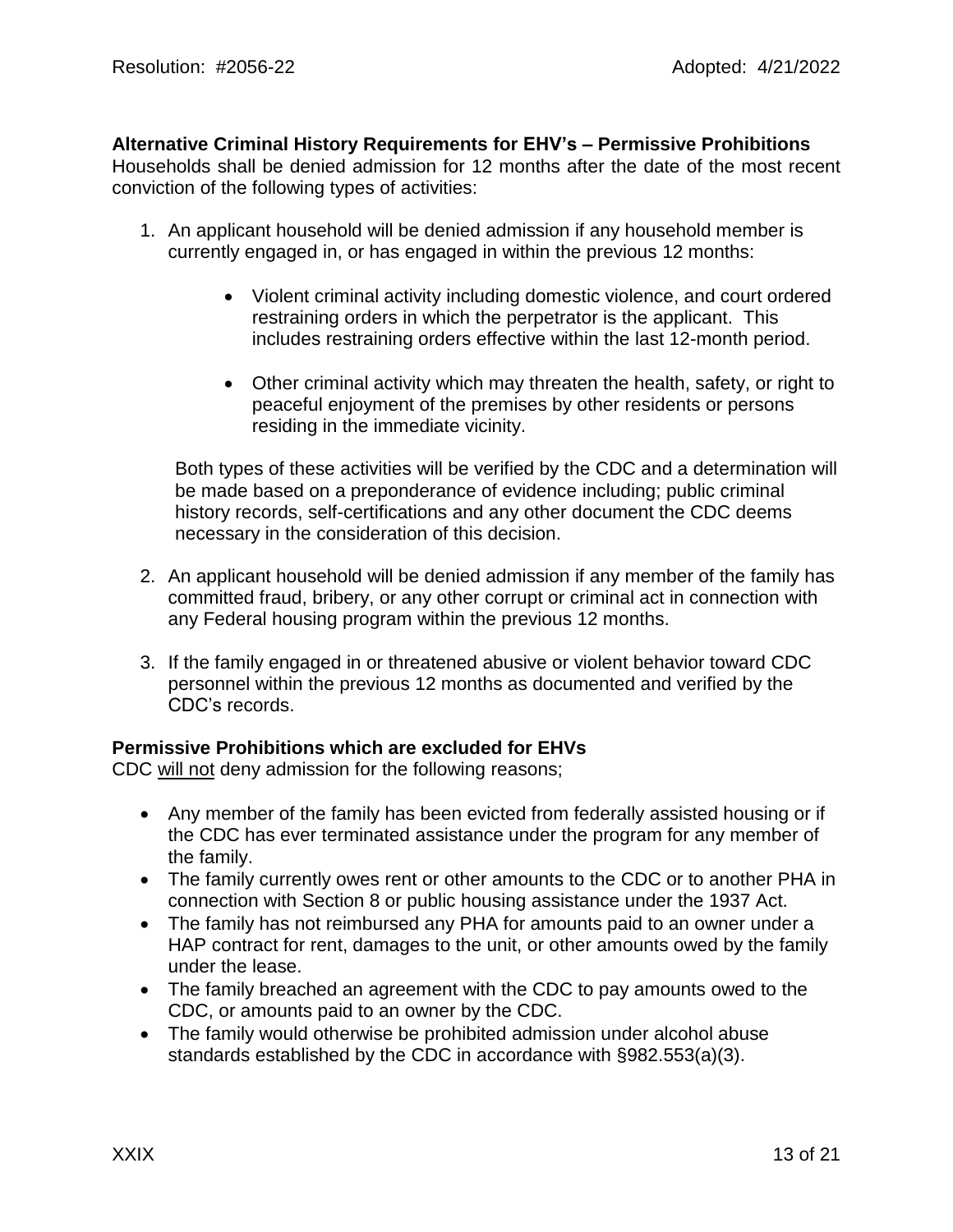**Alternative Criminal History Requirements for EHV's – Permissive Prohibitions**

Households shall be denied admission for 12 months after the date of the most recent conviction of the following types of activities:

1. An applicant household will be denied admission if any household member is currently engaged in, or has engaged in within the previous 12 months:

    - Violent criminal activity including domestic violence, and court ordered restraining orders in which the perpetrator is the applicant. This includes restraining orders effective within the last 12-month period.

    - Other criminal activity which may threaten the health, safety, or right to peaceful enjoyment of the premises by other residents or persons residing in the immediate vicinity.

    Both types of these activities will be verified by the CDC and a determination will be made based on a preponderance of evidence including; public criminal history records, self-certifications and any other document the CDC deems necessary in the consideration of this decision.

2. An applicant household will be denied admission if any member of the family has committed fraud, bribery, or any other corrupt or criminal act in connection with any Federal housing program within the previous 12 months.

3. If the family engaged in or threatened abusive or violent behavior toward CDC personnel within the previous 12 months as documented and verified by the CDC's records.

**Permissive Prohibitions which are excluded for EHVs**

CDC will not deny admission for the following reasons;

- Any member of the family has been evicted from federally assisted housing or if the CDC has ever terminated assistance under the program for any member of the family.
- The family currently owes rent or other amounts to the CDC or to another PHA in connection with Section 8 or public housing assistance under the 1937 Act.
- The family has not reimbursed any PHA for amounts paid to an owner under a HAP contract for rent, damages to the unit, or other amounts owed by the family under the lease.
- The family breached an agreement with the CDC to pay amounts owed to the CDC, or amounts paid to an owner by the CDC.
- The family would otherwise be prohibited admission under alcohol abuse standards established by the CDC in accordance with §982.553(a)(3).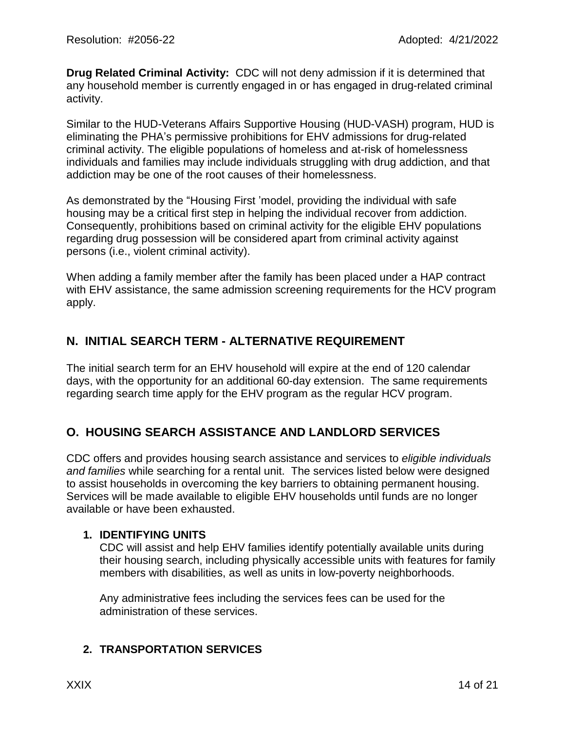**Drug Related Criminal Activity:** CDC will not deny admission if it is determined that any household member is currently engaged in or has engaged in drug-related criminal activity.

Similar to the HUD-Veterans Affairs Supportive Housing (HUD-VASH) program, HUD is eliminating the PHA's permissive prohibitions for EHV admissions for drug-related criminal activity. The eligible populations of homeless and at-risk of homelessness individuals and families may include individuals struggling with drug addiction, and that addiction may be one of the root causes of their homelessness.

As demonstrated by the "Housing First 'model, providing the individual with safe housing may be a critical first step in helping the individual recover from addiction. Consequently, prohibitions based on criminal activity for the eligible EHV populations regarding drug possession will be considered apart from criminal activity against persons (i.e., violent criminal activity).

When adding a family member after the family has been placed under a HAP contract with EHV assistance, the same admission screening requirements for the HCV program apply.

## N. INITIAL SEARCH TERM - ALTERNATIVE REQUIREMENT

The initial search term for an EHV household will expire at the end of 120 calendar days, with the opportunity for an additional 60-day extension. The same requirements regarding search time apply for the EHV program as the regular HCV program.

## O. HOUSING SEARCH ASSISTANCE AND LANDLORD SERVICES

CDC offers and provides housing search assistance and services to *eligible individuals and families* while searching for a rental unit. The services listed below were designed to assist households in overcoming the key barriers to obtaining permanent housing. Services will be made available to eligible EHV households until funds are no longer available or have been exhausted.

### 1. IDENTIFYING UNITS

CDC will assist and help EHV families identify potentially available units during their housing search, including physically accessible units with features for family members with disabilities, as well as units in low-poverty neighborhoods.

Any administrative fees including the services fees can be used for the administration of these services.

### 2. TRANSPORTATION SERVICES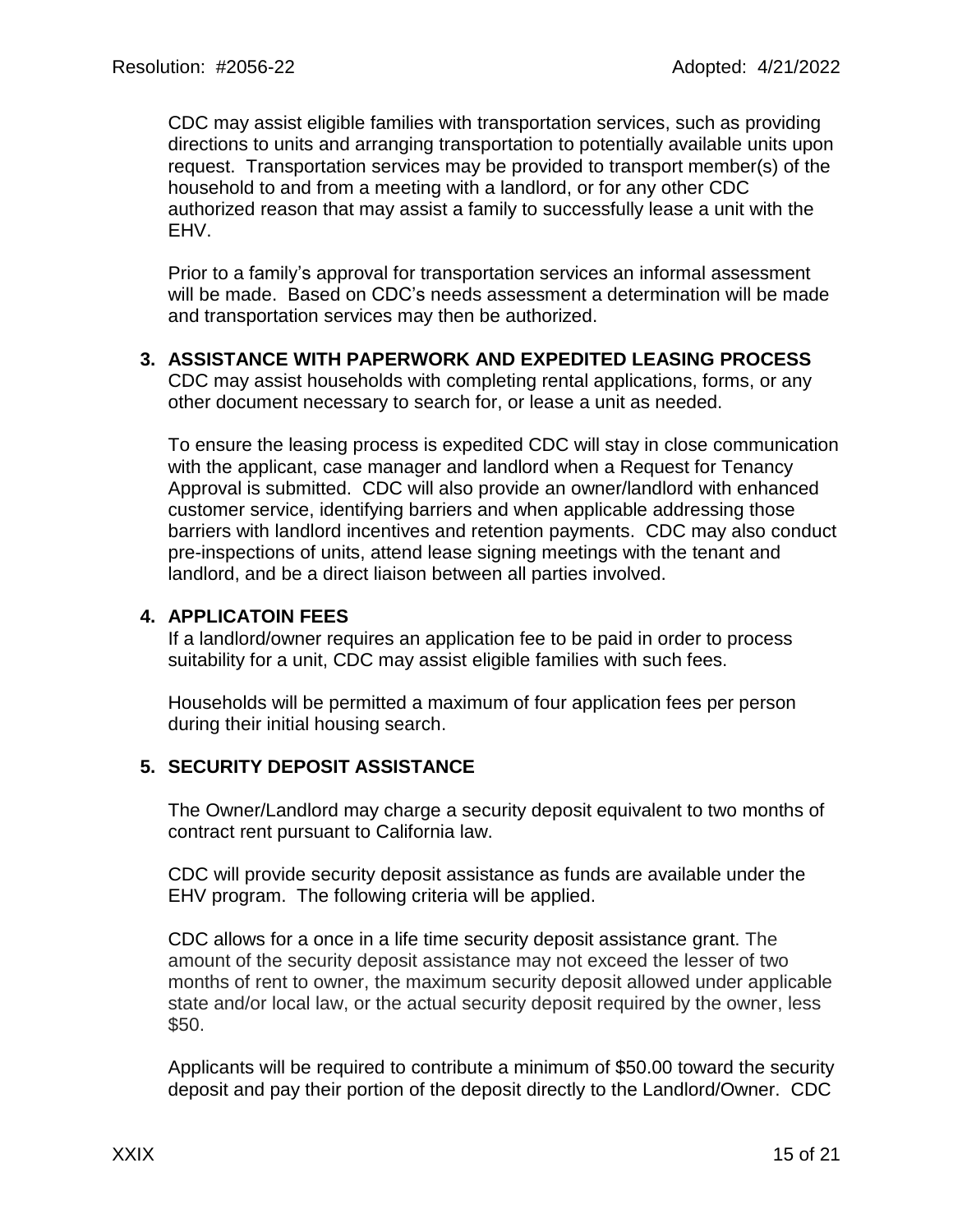CDC may assist eligible families with transportation services, such as providing directions to units and arranging transportation to potentially available units upon request. Transportation services may be provided to transport member(s) of the household to and from a meeting with a landlord, or for any other CDC authorized reason that may assist a family to successfully lease a unit with the EHV.

Prior to a family's approval for transportation services an informal assessment will be made. Based on CDC's needs assessment a determination will be made and transportation services may then be authorized.

**3. ASSISTANCE WITH PAPERWORK AND EXPEDITED LEASING PROCESS**

CDC may assist households with completing rental applications, forms, or any other document necessary to search for, or lease a unit as needed.

To ensure the leasing process is expedited CDC will stay in close communication with the applicant, case manager and landlord when a Request for Tenancy Approval is submitted. CDC will also provide an owner/landlord with enhanced customer service, identifying barriers and when applicable addressing those barriers with landlord incentives and retention payments. CDC may also conduct pre-inspections of units, attend lease signing meetings with the tenant and landlord, and be a direct liaison between all parties involved.

**4. APPLICATOIN FEES**

If a landlord/owner requires an application fee to be paid in order to process suitability for a unit, CDC may assist eligible families with such fees.

Households will be permitted a maximum of four application fees per person during their initial housing search.

**5. SECURITY DEPOSIT ASSISTANCE**

The Owner/Landlord may charge a security deposit equivalent to two months of contract rent pursuant to California law.

CDC will provide security deposit assistance as funds are available under the EHV program. The following criteria will be applied.

CDC allows for a once in a life time security deposit assistance grant. The amount of the security deposit assistance may not exceed the lesser of two months of rent to owner, the maximum security deposit allowed under applicable state and/or local law, or the actual security deposit required by the owner, less $50.

Applicants will be required to contribute a minimum of $50.00 toward the security deposit and pay their portion of the deposit directly to the Landlord/Owner. CDC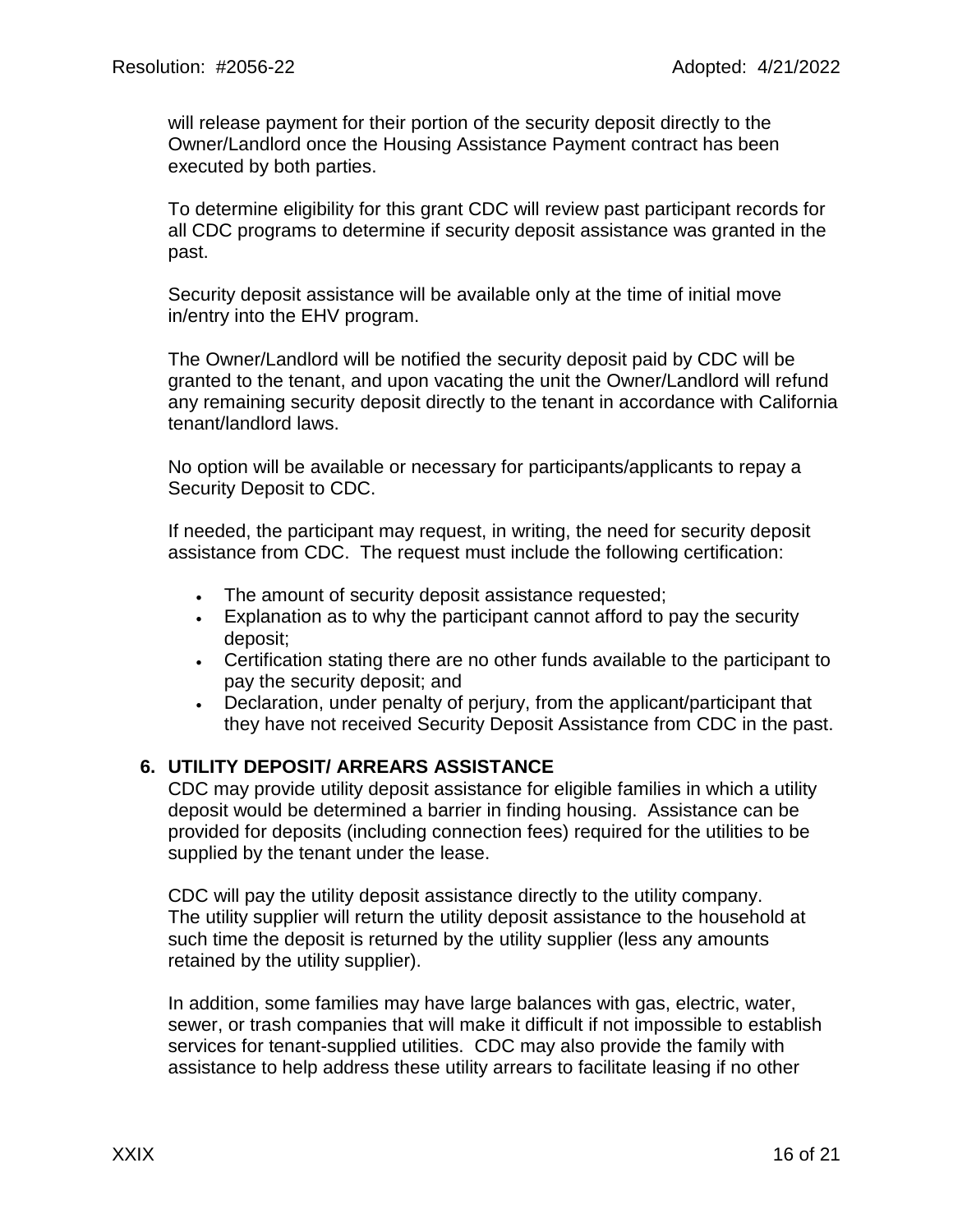will release payment for their portion of the security deposit directly to the Owner/Landlord once the Housing Assistance Payment contract has been executed by both parties.

To determine eligibility for this grant CDC will review past participant records for all CDC programs to determine if security deposit assistance was granted in the past.

Security deposit assistance will be available only at the time of initial move in/entry into the EHV program.

The Owner/Landlord will be notified the security deposit paid by CDC will be granted to the tenant, and upon vacating the unit the Owner/Landlord will refund any remaining security deposit directly to the tenant in accordance with California tenant/landlord laws.

No option will be available or necessary for participants/applicants to repay a Security Deposit to CDC.

If needed, the participant may request, in writing, the need for security deposit assistance from CDC. The request must include the following certification:

- The amount of security deposit assistance requested;
- Explanation as to why the participant cannot afford to pay the security deposit;
- Certification stating there are no other funds available to the participant to pay the security deposit; and
- Declaration, under penalty of perjury, from the applicant/participant that they have not received Security Deposit Assistance from CDC in the past.

### 6. UTILITY DEPOSIT/ ARREARS ASSISTANCE

CDC may provide utility deposit assistance for eligible families in which a utility deposit would be determined a barrier in finding housing. Assistance can be provided for deposits (including connection fees) required for the utilities to be supplied by the tenant under the lease.

CDC will pay the utility deposit assistance directly to the utility company. The utility supplier will return the utility deposit assistance to the household at such time the deposit is returned by the utility supplier (less any amounts retained by the utility supplier).

In addition, some families may have large balances with gas, electric, water, sewer, or trash companies that will make it difficult if not impossible to establish services for tenant-supplied utilities. CDC may also provide the family with assistance to help address these utility arrears to facilitate leasing if no other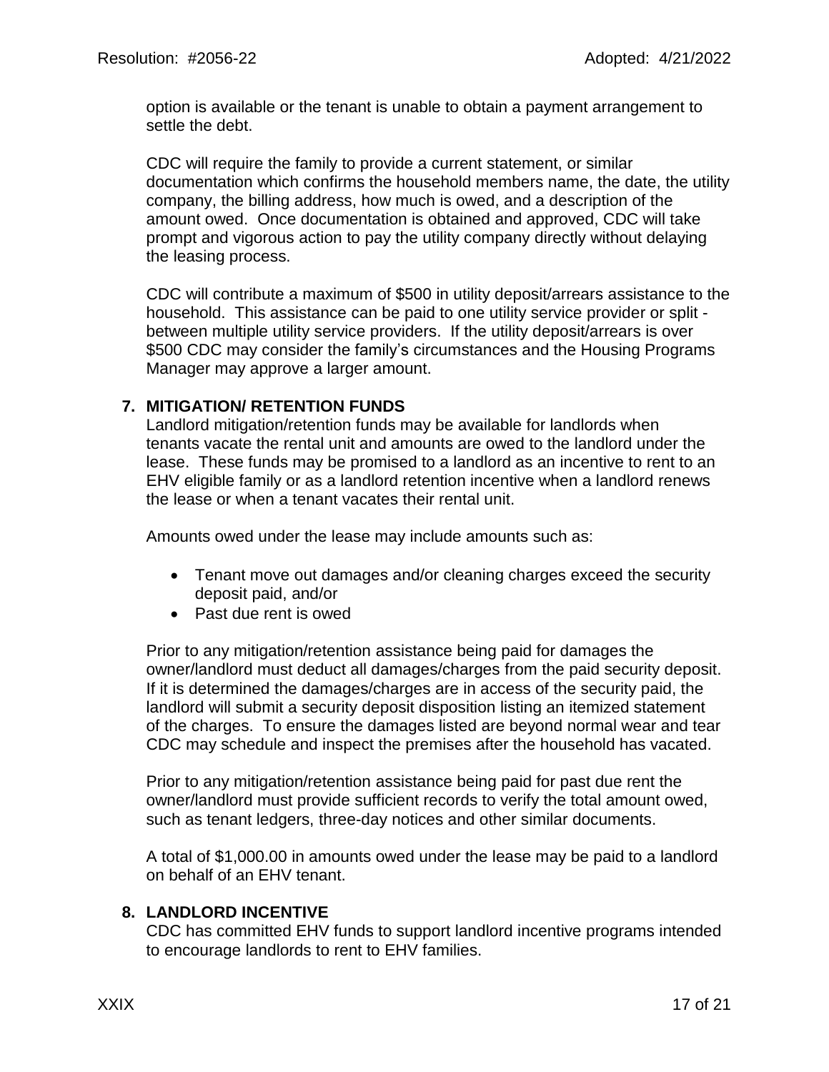option is available or the tenant is unable to obtain a payment arrangement to settle the debt.

CDC will require the family to provide a current statement, or similar documentation which confirms the household members name, the date, the utility company, the billing address, how much is owed, and a description of the amount owed. Once documentation is obtained and approved, CDC will take prompt and vigorous action to pay the utility company directly without delaying the leasing process.

CDC will contribute a maximum of $500 in utility deposit/arrears assistance to the household. This assistance can be paid to one utility service provider or split - between multiple utility service providers. If the utility deposit/arrears is over $500 CDC may consider the family's circumstances and the Housing Programs Manager may approve a larger amount.

**7. MITIGATION/ RETENTION FUNDS**

Landlord mitigation/retention funds may be available for landlords when tenants vacate the rental unit and amounts are owed to the landlord under the lease. These funds may be promised to a landlord as an incentive to rent to an EHV eligible family or as a landlord retention incentive when a landlord renews the lease or when a tenant vacates their rental unit.

Amounts owed under the lease may include amounts such as:

- Tenant move out damages and/or cleaning charges exceed the security deposit paid, and/or
- Past due rent is owed

Prior to any mitigation/retention assistance being paid for damages the owner/landlord must deduct all damages/charges from the paid security deposit. If it is determined the damages/charges are in access of the security paid, the landlord will submit a security deposit disposition listing an itemized statement of the charges. To ensure the damages listed are beyond normal wear and tear CDC may schedule and inspect the premises after the household has vacated.

Prior to any mitigation/retention assistance being paid for past due rent the owner/landlord must provide sufficient records to verify the total amount owed, such as tenant ledgers, three-day notices and other similar documents.

A total of $1,000.00 in amounts owed under the lease may be paid to a landlord on behalf of an EHV tenant.

**8. LANDLORD INCENTIVE**

CDC has committed EHV funds to support landlord incentive programs intended to encourage landlords to rent to EHV families.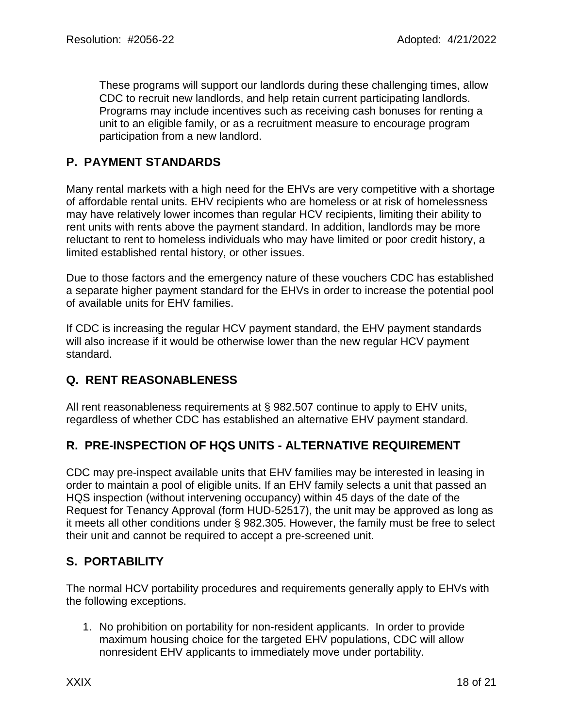These programs will support our landlords during these challenging times, allow CDC to recruit new landlords, and help retain current participating landlords. Programs may include incentives such as receiving cash bonuses for renting a unit to an eligible family, or as a recruitment measure to encourage program participation from a new landlord.

## P. PAYMENT STANDARDS

Many rental markets with a high need for the EHVs are very competitive with a shortage of affordable rental units. EHV recipients who are homeless or at risk of homelessness may have relatively lower incomes than regular HCV recipients, limiting their ability to rent units with rents above the payment standard. In addition, landlords may be more reluctant to rent to homeless individuals who may have limited or poor credit history, a limited established rental history, or other issues.

Due to those factors and the emergency nature of these vouchers CDC has established a separate higher payment standard for the EHVs in order to increase the potential pool of available units for EHV families.

If CDC is increasing the regular HCV payment standard, the EHV payment standards will also increase if it would be otherwise lower than the new regular HCV payment standard.

## Q. RENT REASONABLENESS

All rent reasonableness requirements at § 982.507 continue to apply to EHV units, regardless of whether CDC has established an alternative EHV payment standard.

## R. PRE-INSPECTION OF HQS UNITS - ALTERNATIVE REQUIREMENT

CDC may pre-inspect available units that EHV families may be interested in leasing in order to maintain a pool of eligible units. If an EHV family selects a unit that passed an HQS inspection (without intervening occupancy) within 45 days of the date of the Request for Tenancy Approval (form HUD-52517), the unit may be approved as long as it meets all other conditions under § 982.305. However, the family must be free to select their unit and cannot be required to accept a pre-screened unit.

## S. PORTABILITY

The normal HCV portability procedures and requirements generally apply to EHVs with the following exceptions.

1. No prohibition on portability for non-resident applicants. In order to provide maximum housing choice for the targeted EHV populations, CDC will allow nonresident EHV applicants to immediately move under portability.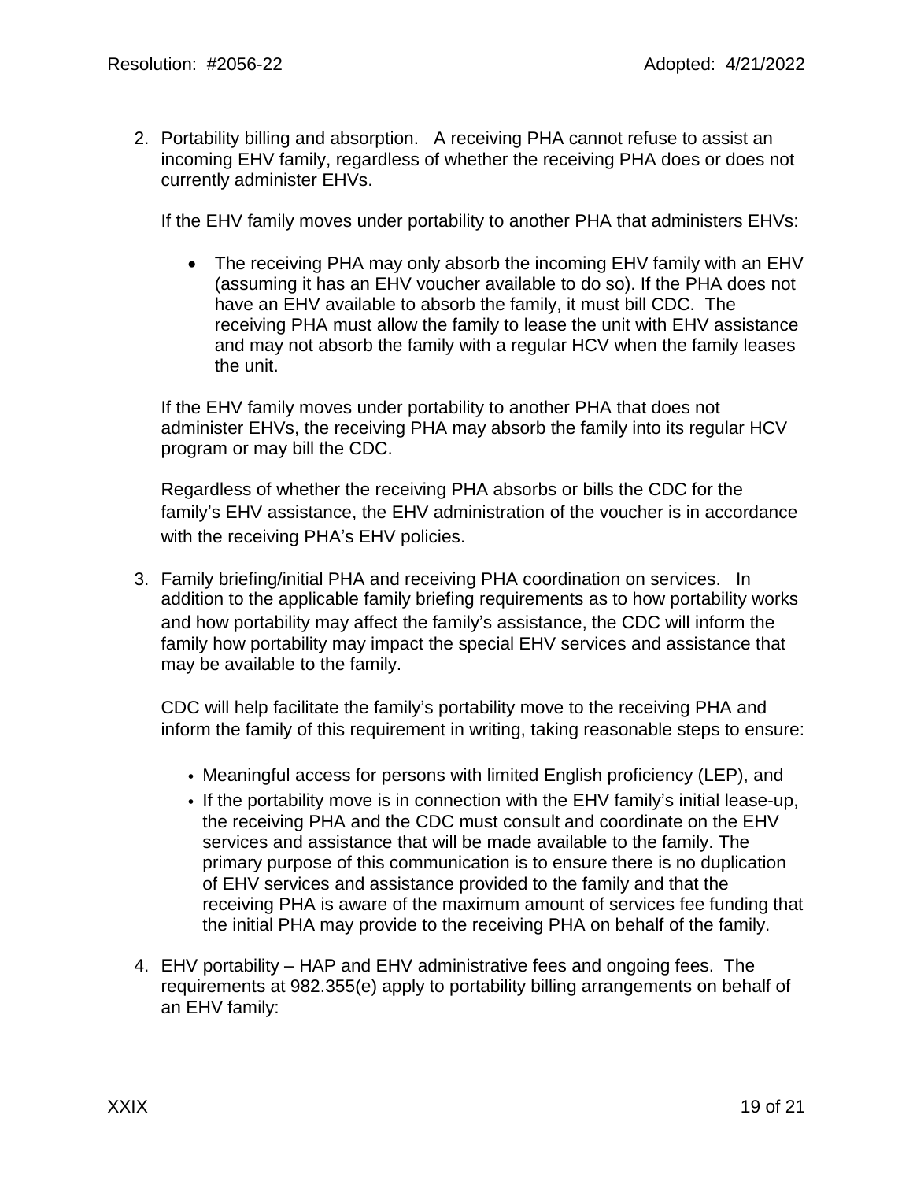2. Portability billing and absorption. A receiving PHA cannot refuse to assist an incoming EHV family, regardless of whether the receiving PHA does or does not currently administer EHVs.

   If the EHV family moves under portability to another PHA that administers EHVs:

   - The receiving PHA may only absorb the incoming EHV family with an EHV (assuming it has an EHV voucher available to do so). If the PHA does not have an EHV available to absorb the family, it must bill CDC. The receiving PHA must allow the family to lease the unit with EHV assistance and may not absorb the family with a regular HCV when the family leases the unit.

   If the EHV family moves under portability to another PHA that does not administer EHVs, the receiving PHA may absorb the family into its regular HCV program or may bill the CDC.

   Regardless of whether the receiving PHA absorbs or bills the CDC for the family's EHV assistance, the EHV administration of the voucher is in accordance with the receiving PHA's EHV policies.

3. Family briefing/initial PHA and receiving PHA coordination on services. In addition to the applicable family briefing requirements as to how portability works and how portability may affect the family's assistance, the CDC will inform the family how portability may impact the special EHV services and assistance that may be available to the family.

   CDC will help facilitate the family's portability move to the receiving PHA and inform the family of this requirement in writing, taking reasonable steps to ensure:

   - Meaningful access for persons with limited English proficiency (LEP), and
   - If the portability move is in connection with the EHV family's initial lease-up, the receiving PHA and the CDC must consult and coordinate on the EHV services and assistance that will be made available to the family. The primary purpose of this communication is to ensure there is no duplication of EHV services and assistance provided to the family and that the receiving PHA is aware of the maximum amount of services fee funding that the initial PHA may provide to the receiving PHA on behalf of the family.

4. EHV portability – HAP and EHV administrative fees and ongoing fees. The requirements at 982.355(e) apply to portability billing arrangements on behalf of an EHV family: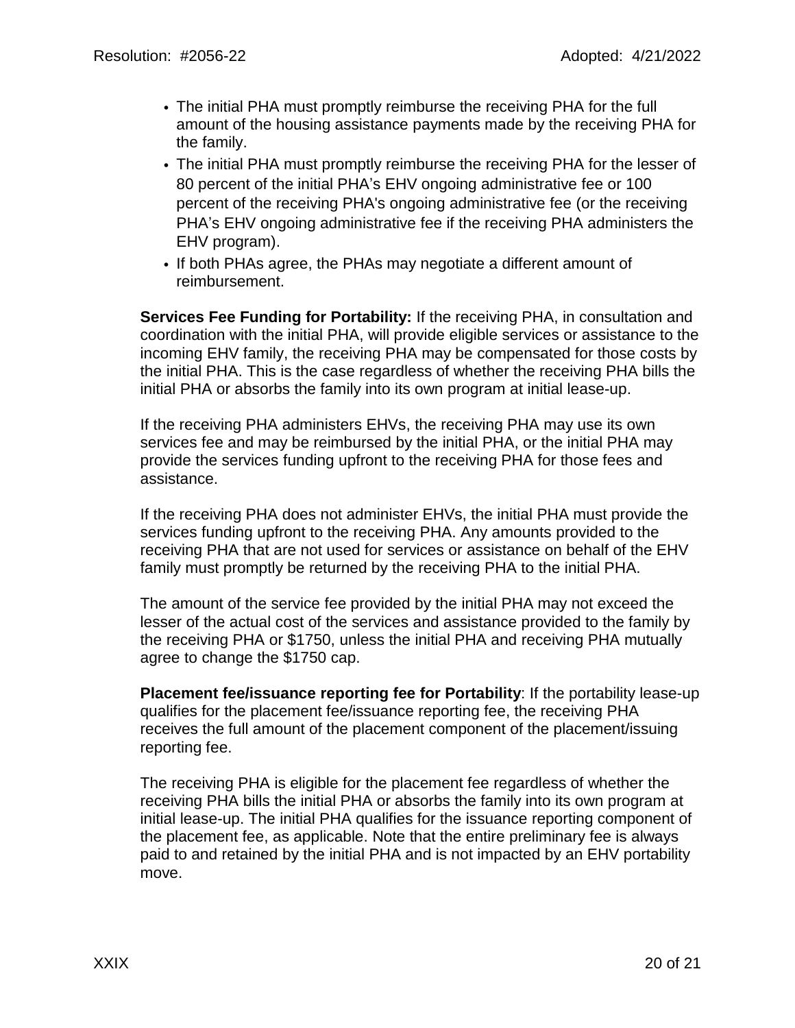- The initial PHA must promptly reimburse the receiving PHA for the full amount of the housing assistance payments made by the receiving PHA for the family.
- The initial PHA must promptly reimburse the receiving PHA for the lesser of 80 percent of the initial PHA's EHV ongoing administrative fee or 100 percent of the receiving PHA's ongoing administrative fee (or the receiving PHA's EHV ongoing administrative fee if the receiving PHA administers the EHV program).
- If both PHAs agree, the PHAs may negotiate a different amount of reimbursement.

**Services Fee Funding for Portability:** If the receiving PHA, in consultation and coordination with the initial PHA, will provide eligible services or assistance to the incoming EHV family, the receiving PHA may be compensated for those costs by the initial PHA. This is the case regardless of whether the receiving PHA bills the initial PHA or absorbs the family into its own program at initial lease-up.

If the receiving PHA administers EHVs, the receiving PHA may use its own services fee and may be reimbursed by the initial PHA, or the initial PHA may provide the services funding upfront to the receiving PHA for those fees and assistance.

If the receiving PHA does not administer EHVs, the initial PHA must provide the services funding upfront to the receiving PHA. Any amounts provided to the receiving PHA that are not used for services or assistance on behalf of the EHV family must promptly be returned by the receiving PHA to the initial PHA.

The amount of the service fee provided by the initial PHA may not exceed the lesser of the actual cost of the services and assistance provided to the family by the receiving PHA or $1750, unless the initial PHA and receiving PHA mutually agree to change the $1750 cap.

**Placement fee/issuance reporting fee for Portability**: If the portability lease-up qualifies for the placement fee/issuance reporting fee, the receiving PHA receives the full amount of the placement component of the placement/issuing reporting fee.

The receiving PHA is eligible for the placement fee regardless of whether the receiving PHA bills the initial PHA or absorbs the family into its own program at initial lease-up. The initial PHA qualifies for the issuance reporting component of the placement fee, as applicable. Note that the entire preliminary fee is always paid to and retained by the initial PHA and is not impacted by an EHV portability move.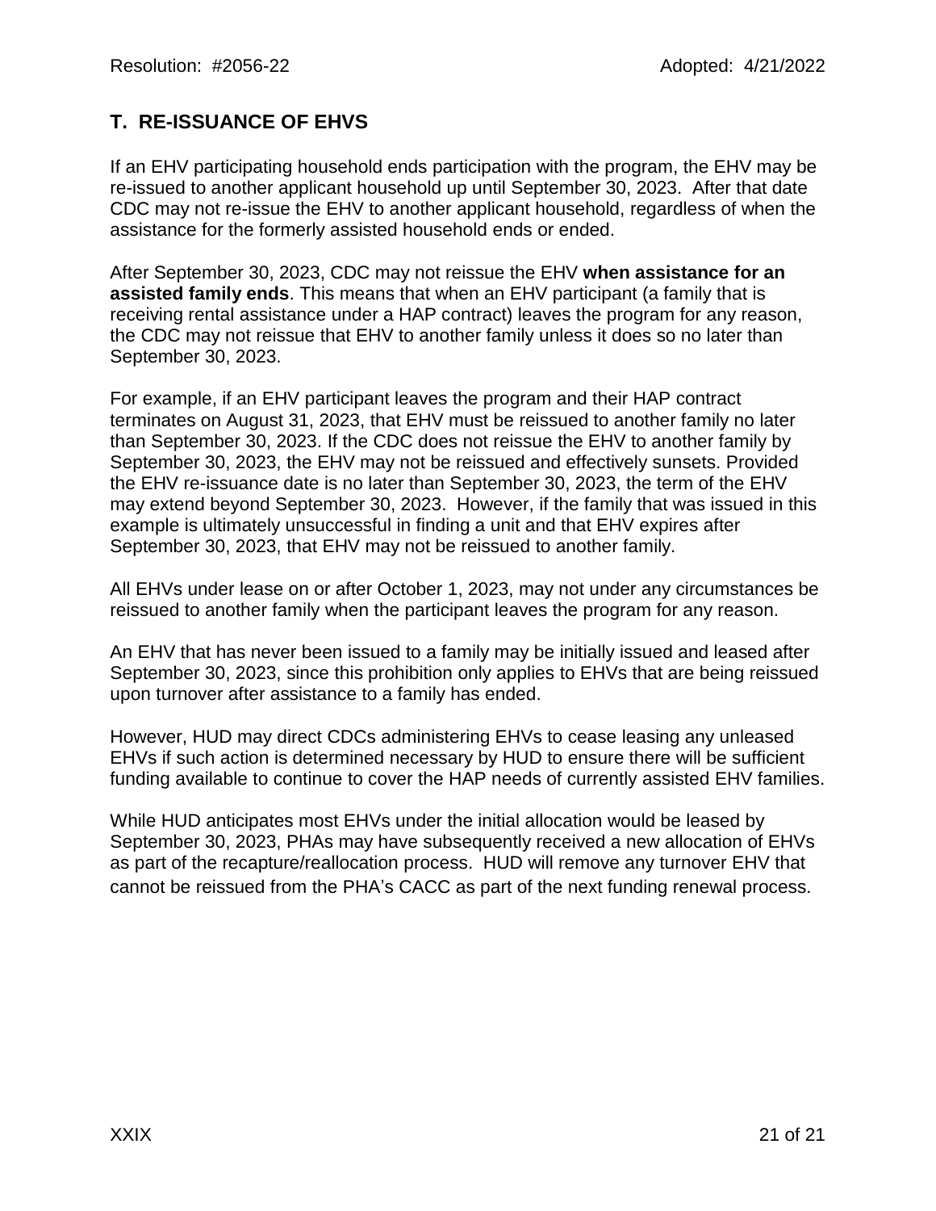## T. RE-ISSUANCE OF EHVS

If an EHV participating household ends participation with the program, the EHV may be re-issued to another applicant household up until September 30, 2023. After that date CDC may not re-issue the EHV to another applicant household, regardless of when the assistance for the formerly assisted household ends or ended.

After September 30, 2023, CDC may not reissue the EHV **when assistance for an assisted family ends**. This means that when an EHV participant (a family that is receiving rental assistance under a HAP contract) leaves the program for any reason, the CDC may not reissue that EHV to another family unless it does so no later than September 30, 2023.

For example, if an EHV participant leaves the program and their HAP contract terminates on August 31, 2023, that EHV must be reissued to another family no later than September 30, 2023. If the CDC does not reissue the EHV to another family by September 30, 2023, the EHV may not be reissued and effectively sunsets. Provided the EHV re-issuance date is no later than September 30, 2023, the term of the EHV may extend beyond September 30, 2023. However, if the family that was issued in this example is ultimately unsuccessful in finding a unit and that EHV expires after September 30, 2023, that EHV may not be reissued to another family.

All EHVs under lease on or after October 1, 2023, may not under any circumstances be reissued to another family when the participant leaves the program for any reason.

An EHV that has never been issued to a family may be initially issued and leased after September 30, 2023, since this prohibition only applies to EHVs that are being reissued upon turnover after assistance to a family has ended.

However, HUD may direct CDCs administering EHVs to cease leasing any unleased EHVs if such action is determined necessary by HUD to ensure there will be sufficient funding available to continue to cover the HAP needs of currently assisted EHV families.

While HUD anticipates most EHVs under the initial allocation would be leased by September 30, 2023, PHAs may have subsequently received a new allocation of EHVs as part of the recapture/reallocation process. HUD will remove any turnover EHV that cannot be reissued from the PHA's CACC as part of the next funding renewal process.